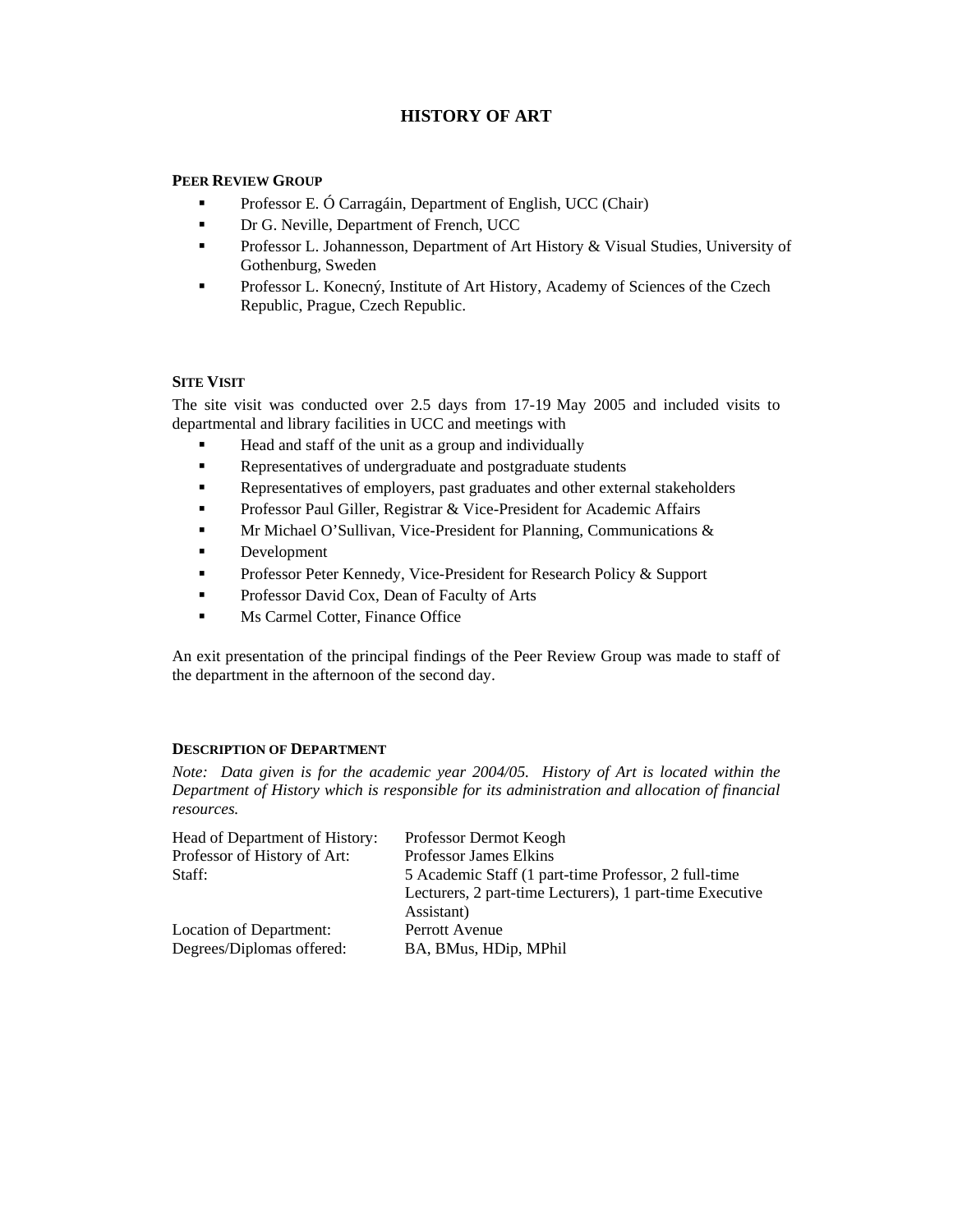# HISTORY OF ART

## PEER REVIEW GROUP

- Professor E. Ó Carragáin, Department of English, UCC (Chair)
- Dr G. Neville, Department of French, UCC
- Professor L. Johannesson, Department of Art History & Visual Studies, University of Gothenburg, Sweden
- Professor L. Konecný, Institute of Art History, Academy of Sciences of the Czech Republic, Prague, Czech Republic.

## SITE VISIT

The site visit was conducted over 2.5 days from 17-19 May 2005 and included visits to departmental and library facilities in UCC and meetings with

- Head and staff of the unit as a group and individually
- Representatives of undergraduate and postgraduate students
- Representatives of employers, past graduates and other external stakeholders
- Professor Paul Giller, Registrar & Vice-President for Academic Affairs
- Mr Michael O'Sullivan, Vice-President for Planning, Communications &
- Development
- Professor Peter Kennedy, Vice-President for Research Policy & Support
- Professor David Cox, Dean of Faculty of Arts
- Ms Carmel Cotter, Finance Office

An exit presentation of the principal findings of the Peer Review Group was made to staff of the department in the afternoon of the second day.

## DESCRIPTION OF DEPARTMENT

*Note: Data given is for the academic year 2004/05. History of Art is located within the Department of History which is responsible for its administration and allocation of financial resources.*

| | |
|---|---|
| Head of Department of History: | Professor Dermot Keogh |
| Professor of History of Art: | Professor James Elkins |
| Staff: | 5 Academic Staff (1 part-time Professor, 2 full-time Lecturers, 2 part-time Lecturers), 1 part-time Executive Assistant) |
| Location of Department: | Perrott Avenue |
| Degrees/Diplomas offered: | BA, BMus, HDip, MPhil |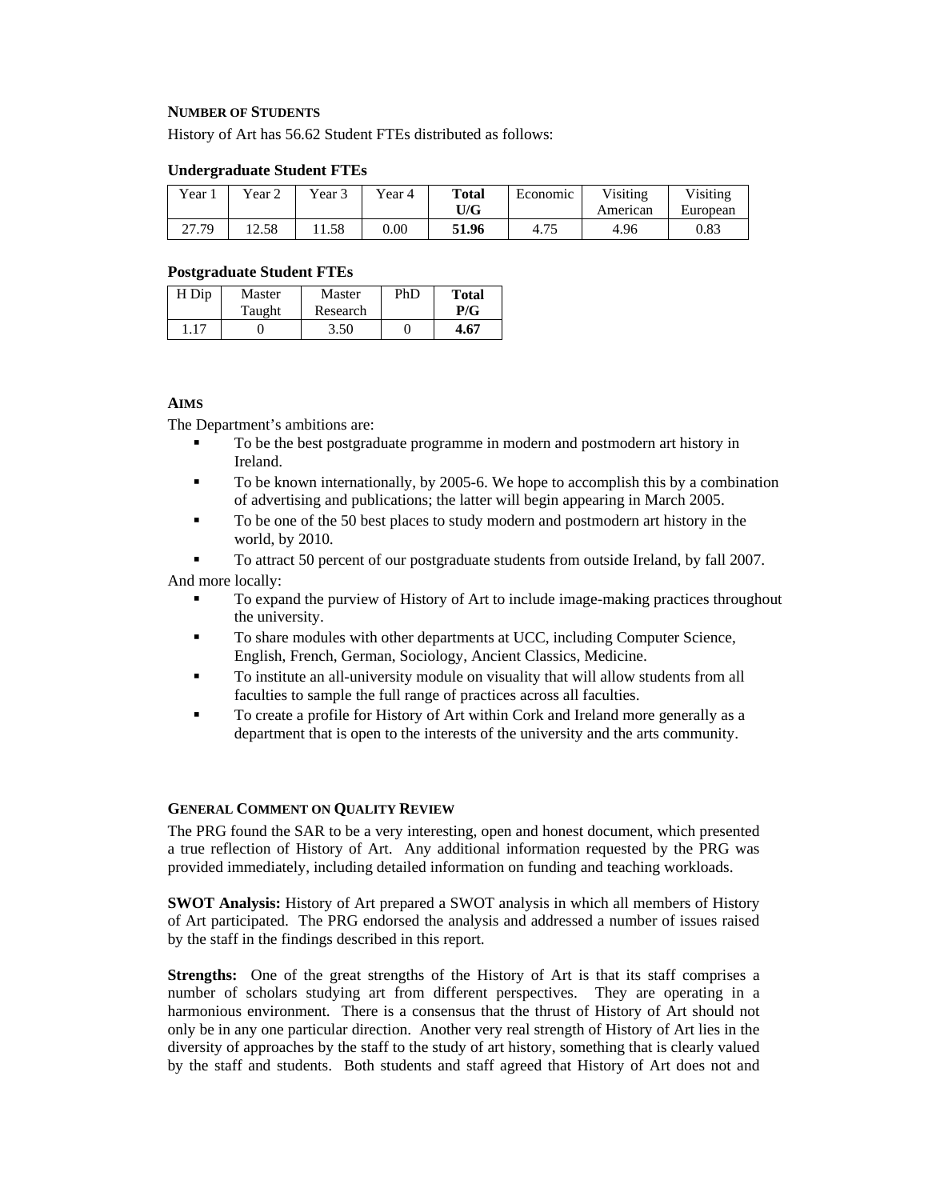#### NUMBER OF STUDENTS

History of Art has 56.62 Student FTEs distributed as follows:

**Undergraduate Student FTEs**

| Year 1 | Year 2 | Year 3 | Year 4 | **Total U/G** | Economic | Visiting American | Visiting European |
|---|---|---|---|---|---|---|---|
| 27.79 | 12.58 | 11.58 | 0.00 | **51.96** | 4.75 | 4.96 | 0.83 |

**Postgraduate Student FTEs**

| H Dip | Master Taught | Master Research | PhD | **Total P/G** |
|---|---|---|---|---|
| 1.17 | 0 | 3.50 | 0 | **4.67** |

#### AIMS

The Department's ambitions are:

- To be the best postgraduate programme in modern and postmodern art history in Ireland.
- To be known internationally, by 2005-6. We hope to accomplish this by a combination of advertising and publications; the latter will begin appearing in March 2005.
- To be one of the 50 best places to study modern and postmodern art history in the world, by 2010.
- To attract 50 percent of our postgraduate students from outside Ireland, by fall 2007.

And more locally:

- To expand the purview of History of Art to include image-making practices throughout the university.
- To share modules with other departments at UCC, including Computer Science, English, French, German, Sociology, Ancient Classics, Medicine.
- To institute an all-university module on visuality that will allow students from all faculties to sample the full range of practices across all faculties.
- To create a profile for History of Art within Cork and Ireland more generally as a department that is open to the interests of the university and the arts community.

#### GENERAL COMMENT ON QUALITY REVIEW

The PRG found the SAR to be a very interesting, open and honest document, which presented a true reflection of History of Art. Any additional information requested by the PRG was provided immediately, including detailed information on funding and teaching workloads.

**SWOT Analysis:** History of Art prepared a SWOT analysis in which all members of History of Art participated. The PRG endorsed the analysis and addressed a number of issues raised by the staff in the findings described in this report.

**Strengths:** One of the great strengths of the History of Art is that its staff comprises a number of scholars studying art from different perspectives. They are operating in a harmonious environment. There is a consensus that the thrust of History of Art should not only be in any one particular direction. Another very real strength of History of Art lies in the diversity of approaches by the staff to the study of art history, something that is clearly valued by the staff and students. Both students and staff agreed that History of Art does not and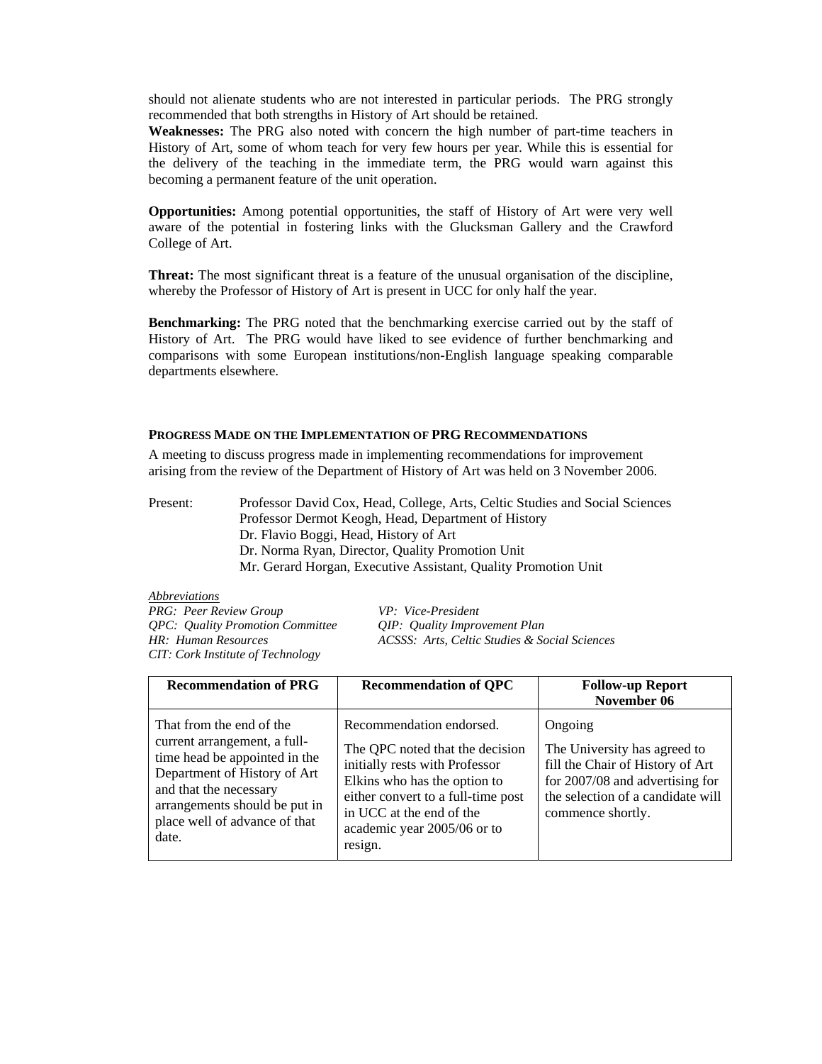should not alienate students who are not interested in particular periods. The PRG strongly recommended that both strengths in History of Art should be retained.

**Weaknesses:** The PRG also noted with concern the high number of part-time teachers in History of Art, some of whom teach for very few hours per year. While this is essential for the delivery of the teaching in the immediate term, the PRG would warn against this becoming a permanent feature of the unit operation.

**Opportunities:** Among potential opportunities, the staff of History of Art were very well aware of the potential in fostering links with the Glucksman Gallery and the Crawford College of Art.

**Threat:** The most significant threat is a feature of the unusual organisation of the discipline, whereby the Professor of History of Art is present in UCC for only half the year.

**Benchmarking:** The PRG noted that the benchmarking exercise carried out by the staff of History of Art. The PRG would have liked to see evidence of further benchmarking and comparisons with some European institutions/non-English language speaking comparable departments elsewhere.

## PROGRESS MADE ON THE IMPLEMENTATION OF PRG RECOMMENDATIONS

A meeting to discuss progress made in implementing recommendations for improvement arising from the review of the Department of History of Art was held on 3 November 2006.

Present:
- Professor David Cox, Head, College, Arts, Celtic Studies and Social Sciences
- Professor Dermot Keogh, Head, Department of History
- Dr. Flavio Boggi, Head, History of Art
- Dr. Norma Ryan, Director, Quality Promotion Unit
- Mr. Gerard Horgan, Executive Assistant, Quality Promotion Unit

*Abbreviations*

*PRG: Peer Review Group*
*QPC: Quality Promotion Committee*
*HR: Human Resources*
*CIT: Cork Institute of Technology*
*VP: Vice-President*
*QIP: Quality Improvement Plan*
*ACSSS: Arts, Celtic Studies & Social Sciences*

| Recommendation of PRG | Recommendation of QPC | Follow-up Report November 06 |
|---|---|---|
| That from the end of the current arrangement, a full-time head be appointed in the Department of History of Art and that the necessary arrangements should be put in place well of advance of that date. | Recommendation endorsed. The QPC noted that the decision initially rests with Professor Elkins who has the option to either convert to a full-time post in UCC at the end of the academic year 2005/06 or to resign. | Ongoing The University has agreed to fill the Chair of History of Art for 2007/08 and advertising for the selection of a candidate will commence shortly. |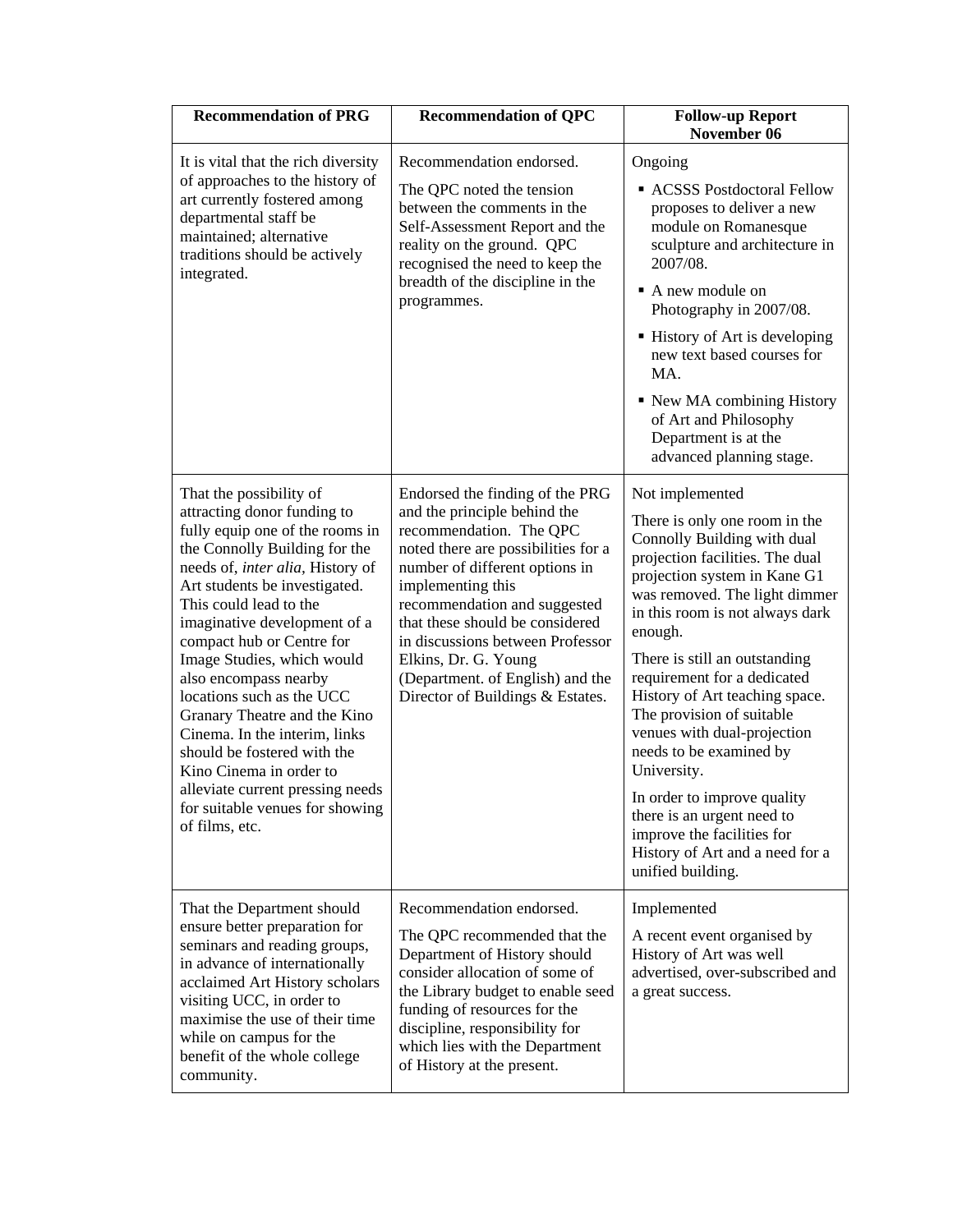| Recommendation of PRG | Recommendation of QPC | Follow-up Report November 06 |
|---|---|---|
| It is vital that the rich diversity of approaches to the history of art currently fostered among departmental staff be maintained; alternative traditions should be actively integrated. | Recommendation endorsed.<br><br>The QPC noted the tension between the comments in the Self-Assessment Report and the reality on the ground. QPC recognised the need to keep the breadth of the discipline in the programmes. | Ongoing<br><br>▪ ACSSS Postdoctoral Fellow proposes to deliver a new module on Romanesque sculpture and architecture in 2007/08.<br>▪ A new module on Photography in 2007/08.<br>▪ History of Art is developing new text based courses for MA.<br>▪ New MA combining History of Art and Philosophy Department is at the advanced planning stage. |
| That the possibility of attracting donor funding to fully equip one of the rooms in the Connolly Building for the needs of, *inter alia*, History of Art students be investigated. This could lead to the imaginative development of a compact hub or Centre for Image Studies, which would also encompass nearby locations such as the UCC Granary Theatre and the Kino Cinema. In the interim, links should be fostered with the Kino Cinema in order to alleviate current pressing needs for suitable venues for showing of films, etc. | Endorsed the finding of the PRG and the principle behind the recommendation. The QPC noted there are possibilities for a number of different options in implementing this recommendation and suggested that these should be considered in discussions between Professor Elkins, Dr. G. Young (Department. of English) and the Director of Buildings & Estates. | Not implemented<br><br>There is only one room in the Connolly Building with dual projection facilities. The dual projection system in Kane G1 was removed. The light dimmer in this room is not always dark enough.<br><br>There is still an outstanding requirement for a dedicated History of Art teaching space. The provision of suitable venues with dual-projection needs to be examined by University.<br><br>In order to improve quality there is an urgent need to improve the facilities for History of Art and a need for a unified building. |
| That the Department should ensure better preparation for seminars and reading groups, in advance of internationally acclaimed Art History scholars visiting UCC, in order to maximise the use of their time while on campus for the benefit of the whole college community. | Recommendation endorsed.<br><br>The QPC recommended that the Department of History should consider allocation of some of the Library budget to enable seed funding of resources for the discipline, responsibility for which lies with the Department of History at the present. | Implemented<br><br>A recent event organised by History of Art was well advertised, over-subscribed and a great success. |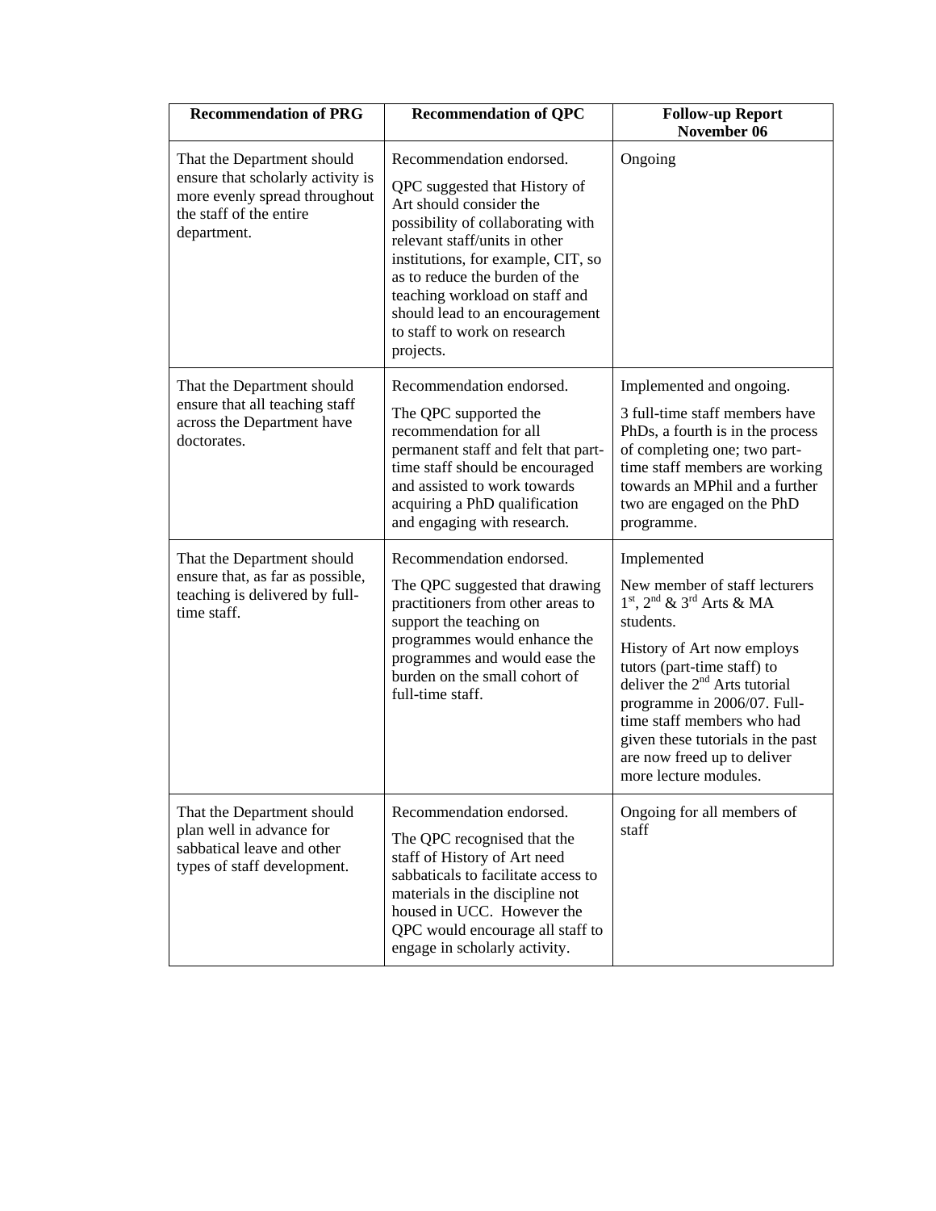| Recommendation of PRG | Recommendation of QPC | Follow-up Report November 06 |
|---|---|---|
| That the Department should ensure that scholarly activity is more evenly spread throughout the staff of the entire department. | Recommendation endorsed.<br><br>QPC suggested that History of Art should consider the possibility of collaborating with relevant staff/units in other institutions, for example, CIT, so as to reduce the burden of the teaching workload on staff and should lead to an encouragement to staff to work on research projects. | Ongoing |
| That the Department should ensure that all teaching staff across the Department have doctorates. | Recommendation endorsed.<br><br>The QPC supported the recommendation for all permanent staff and felt that part-time staff should be encouraged and assisted to work towards acquiring a PhD qualification and engaging with research. | Implemented and ongoing.<br><br>3 full-time staff members have PhDs, a fourth is in the process of completing one; two part-time staff members are working towards an MPhil and a further two are engaged on the PhD programme. |
| That the Department should ensure that, as far as possible, teaching is delivered by full-time staff. | Recommendation endorsed.<br><br>The QPC suggested that drawing practitioners from other areas to support the teaching on programmes would enhance the programmes and would ease the burden on the small cohort of full-time staff. | Implemented<br><br>New member of staff lecturers 1st, 2nd & 3rd Arts & MA students.<br><br>History of Art now employs tutors (part-time staff) to deliver the 2nd Arts tutorial programme in 2006/07. Full-time staff members who had given these tutorials in the past are now freed up to deliver more lecture modules. |
| That the Department should plan well in advance for sabbatical leave and other types of staff development. | Recommendation endorsed.<br><br>The QPC recognised that the staff of History of Art need sabbaticals to facilitate access to materials in the discipline not housed in UCC. However the QPC would encourage all staff to engage in scholarly activity. | Ongoing for all members of staff |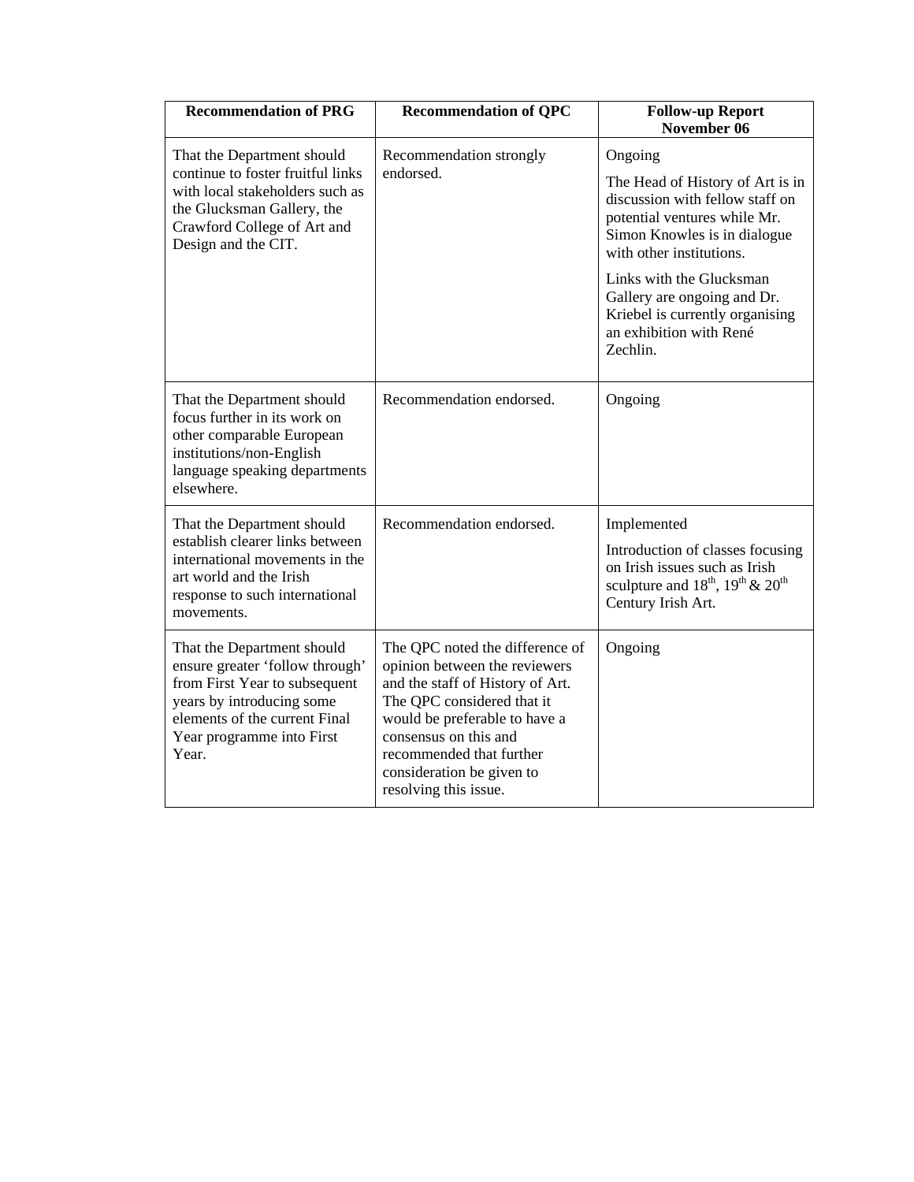| Recommendation of PRG | Recommendation of QPC | Follow-up Report November 06 |
|---|---|---|
| That the Department should continue to foster fruitful links with local stakeholders such as the Glucksman Gallery, the Crawford College of Art and Design and the CIT. | Recommendation strongly endorsed. | Ongoing<br><br>The Head of History of Art is in discussion with fellow staff on potential ventures while Mr. Simon Knowles is in dialogue with other institutions.<br><br>Links with the Glucksman Gallery are ongoing and Dr. Kriebel is currently organising an exhibition with René Zechlin. |
| That the Department should focus further in its work on other comparable European institutions/non-English language speaking departments elsewhere. | Recommendation endorsed. | Ongoing |
| That the Department should establish clearer links between international movements in the art world and the Irish response to such international movements. | Recommendation endorsed. | Implemented<br><br>Introduction of classes focusing on Irish issues such as Irish sculpture and 18th, 19th & 20th Century Irish Art. |
| That the Department should ensure greater 'follow through' from First Year to subsequent years by introducing some elements of the current Final Year programme into First Year. | The QPC noted the difference of opinion between the reviewers and the staff of History of Art. The QPC considered that it would be preferable to have a consensus on this and recommended that further consideration be given to resolving this issue. | Ongoing |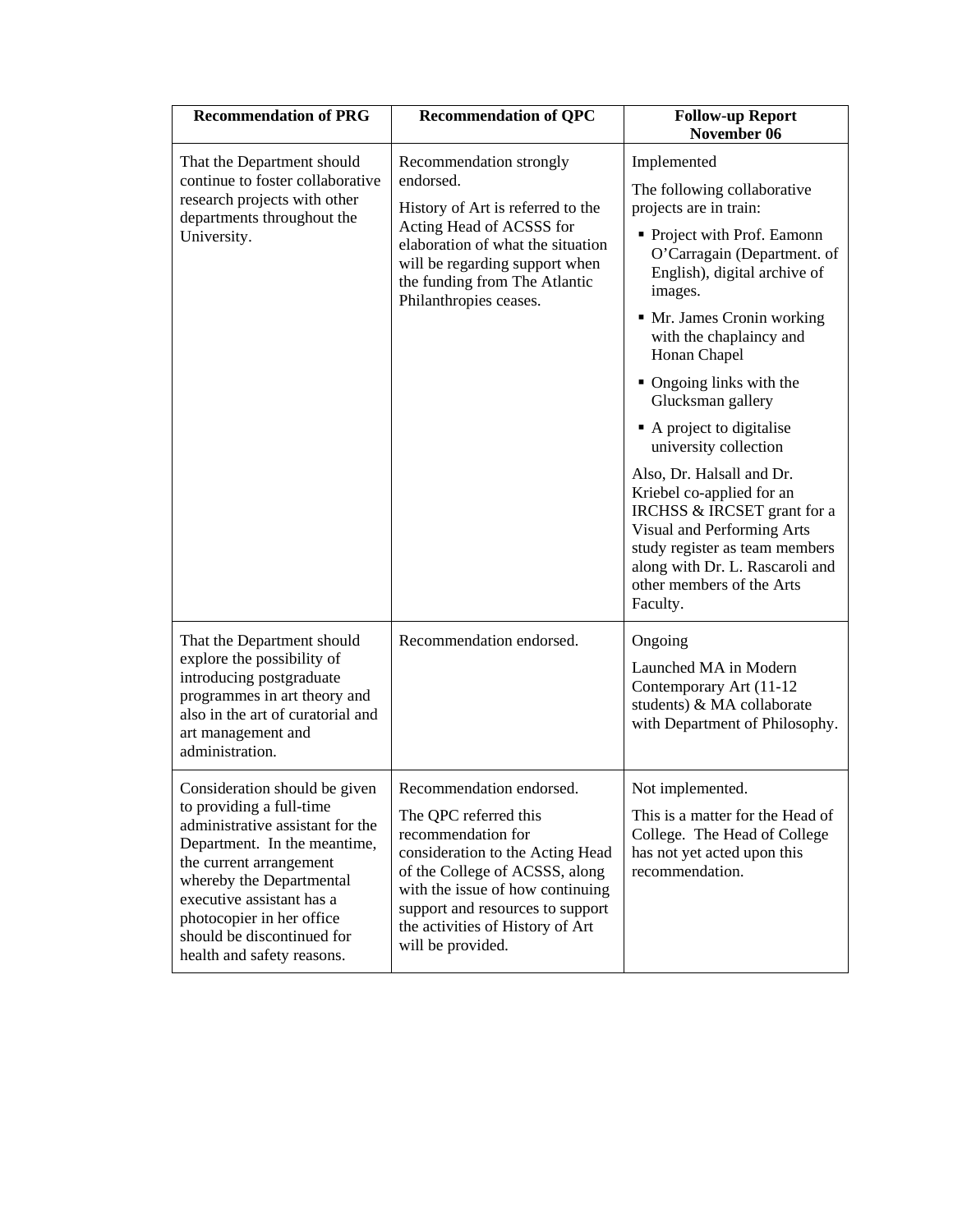| Recommendation of PRG | Recommendation of QPC | Follow-up Report November 06 |
|---|---|---|
| That the Department should continue to foster collaborative research projects with other departments throughout the University. | Recommendation strongly endorsed.<br><br>History of Art is referred to the Acting Head of ACSSS for elaboration of what the situation will be regarding support when the funding from The Atlantic Philanthropies ceases. | Implemented<br><br>The following collaborative projects are in train:<br>▪ Project with Prof. Eamonn O'Carragain (Department. of English), digital archive of images.<br>▪ Mr. James Cronin working with the chaplaincy and Honan Chapel<br>▪ Ongoing links with the Glucksman gallery<br>▪ A project to digitalise university collection<br><br>Also, Dr. Halsall and Dr. Kriebel co-applied for an IRCHSS & IRCSET grant for a Visual and Performing Arts study register as team members along with Dr. L. Rascaroli and other members of the Arts Faculty. |
| That the Department should explore the possibility of introducing postgraduate programmes in art theory and also in the art of curatorial and art management and administration. | Recommendation endorsed. | Ongoing<br><br>Launched MA in Modern Contemporary Art (11-12 students) & MA collaborate with Department of Philosophy. |
| Consideration should be given to providing a full-time administrative assistant for the Department. In the meantime, the current arrangement whereby the Departmental executive assistant has a photocopier in her office should be discontinued for health and safety reasons. | Recommendation endorsed.<br><br>The QPC referred this recommendation for consideration to the Acting Head of the College of ACSSS, along with the issue of how continuing support and resources to support the activities of History of Art will be provided. | Not implemented.<br><br>This is a matter for the Head of College. The Head of College has not yet acted upon this recommendation. |